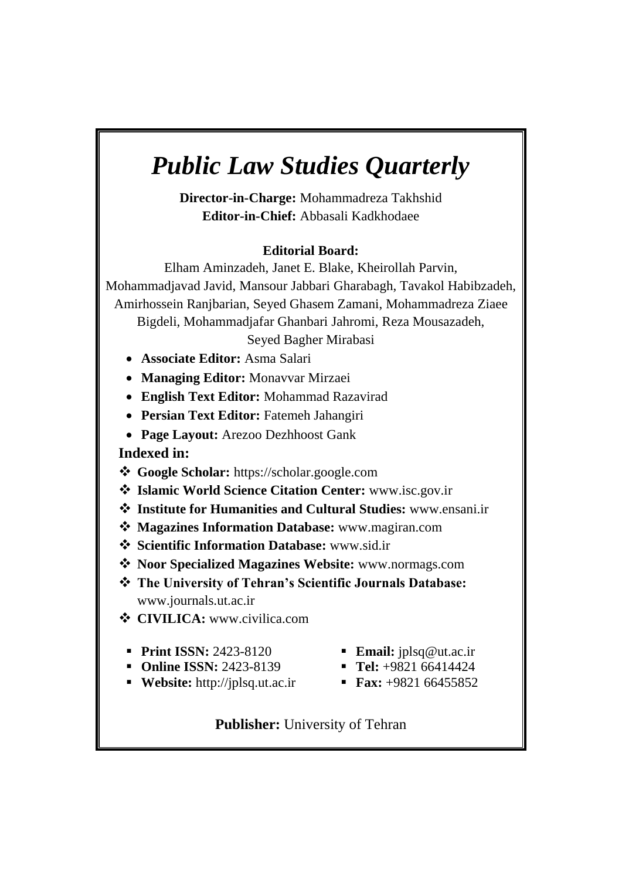# *Public Law Studies Quarterly*

**Director-in-Charge:** Mohammadreza Takhshid
**Editor-in-Chief:** Abbasali Kadkhodaee

**Editorial Board:**

Elham Aminzadeh, Janet E. Blake, Kheirollah Parvin, Mohammadjavad Javid, Mansour Jabbari Gharabagh, Tavakol Habibzadeh, Amirhossein Ranjbarian, Seyed Ghasem Zamani, Mohammadreza Ziaee Bigdeli, Mohammadjafar Ghanbari Jahromi, Reza Mousazadeh, Seyed Bagher Mirabasi

- **Associate Editor:** Asma Salari
- **Managing Editor:** Monavvar Mirzaei
- **English Text Editor:** Mohammad Razavirad
- **Persian Text Editor:** Fatemeh Jahangiri
- **Page Layout:** Arezoo Dezhhoost Gank

**Indexed in:**

- **Google Scholar:** https://scholar.google.com
- **Islamic World Science Citation Center:** www.isc.gov.ir
- **Institute for Humanities and Cultural Studies:** www.ensani.ir
- **Magazines Information Database:** www.magiran.com
- **Scientific Information Database:** www.sid.ir
- **Noor Specialized Magazines Website:** www.normags.com
- **The University of Tehran's Scientific Journals Database:** www.journals.ut.ac.ir
- **CIVILICA:** www.civilica.com

- **Print ISSN:** 2423-8120
- **Online ISSN:** 2423-8139
- **Website:** http://jplsq.ut.ac.ir
- **Email:** jplsq@ut.ac.ir
- **Tel:** +9821 66414424
- **Fax:** +9821 66455852

**Publisher:** University of Tehran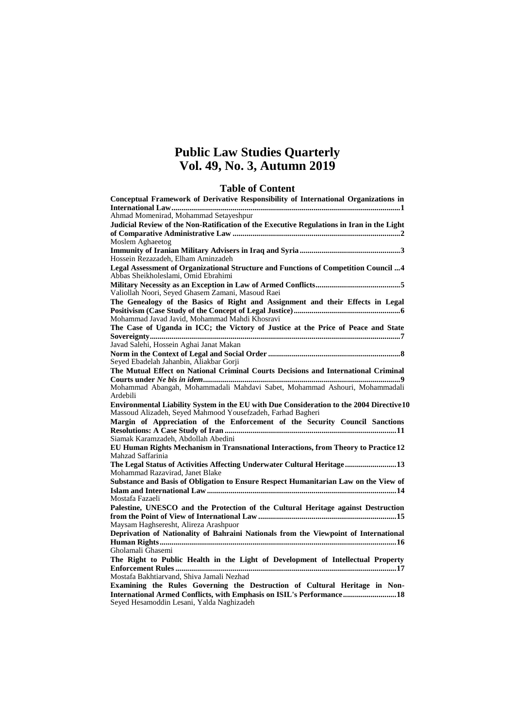# Public Law Studies Quarterly
# Vol. 49, No. 3, Autumn 2019

## Table of Content

**Conceptual Framework of Derivative Responsibility of International Organizations in International Law....................1**
Ahmad Momenirad, Mohammad Setayeshpur

**Judicial Review of the Non-Ratification of the Executive Regulations in Iran in the Light of Comparative Administrative Law....................2**
Moslem Aghaeetog

**Immunity of Iranian Military Advisers in Iraq and Syria....................3**
Hossein Rezazadeh, Elham Aminzadeh

**Legal Assessment of Organizational Structure and Functions of Competition Council ...4**
Abbas Sheikholeslami, Omid Ebrahimi

**Military Necessity as an Exception in Law of Armed Conflicts....................5**
Valiollah Noori, Seyed Ghasem Zamani, Masoud Raei

**The Genealogy of the Basics of Right and Assignment and their Effects in Legal Positivism (Case Study of the Concept of Legal Justice)....................6**
Mohammad Javad Javid, Mohammad Mahdi Khosravi

**The Case of Uganda in ICC; the Victory of Justice at the Price of Peace and State Sovereignty....................7**
Javad Salehi, Hossein Aghai Janat Makan

**Norm in the Context of Legal and Social Order....................8**
Seyed Ebadelah Jahanbin, Aliakbar Gorji

**The Mutual Effect on National Criminal Courts Decisions and International Criminal Courts under *Ne bis in idem*....................9**
Mohammad Abangah, Mohammadali Mahdavi Sabet, Mohammad Ashouri, Mohammadali Ardebili

**Environmental Liability System in the EU with Due Consideration to the 2004 Directive 10**
Massoud Alizadeh, Seyed Mahmood Yousefzadeh, Farhad Bagheri

**Margin of Appreciation of the Enforcement of the Security Council Sanctions Resolutions: A Case Study of Iran....................11**
Siamak Karamzadeh, Abdollah Abedini

**EU Human Rights Mechanism in Transnational Interactions, from Theory to Practice 12**
Mahzad Saffarinia

**The Legal Status of Activities Affecting Underwater Cultural Heritage....................13**
Mohammad Razavirad, Janet Blake

**Substance and Basis of Obligation to Ensure Respect Humanitarian Law on the View of Islam and International Law....................14**
Mostafa Fazaeli

**Palestine, UNESCO and the Protection of the Cultural Heritage against Destruction from the Point of View of International Law....................15**
Maysam Haghseresht, Alireza Arashpuor

**Deprivation of Nationality of Bahraini Nationals from the Viewpoint of International Human Rights....................16**
Gholamali Ghasemi

**The Right to Public Health in the Light of Development of Intellectual Property Enforcement Rules....................17**
Mostafa Bakhtiarvand, Shiva Jamali Nezhad

**Examining the Rules Governing the Destruction of Cultural Heritage in Non-International Armed Conflicts, with Emphasis on ISIL's Performance....................18**
Seyed Hesamoddin Lesani, Yalda Naghizadeh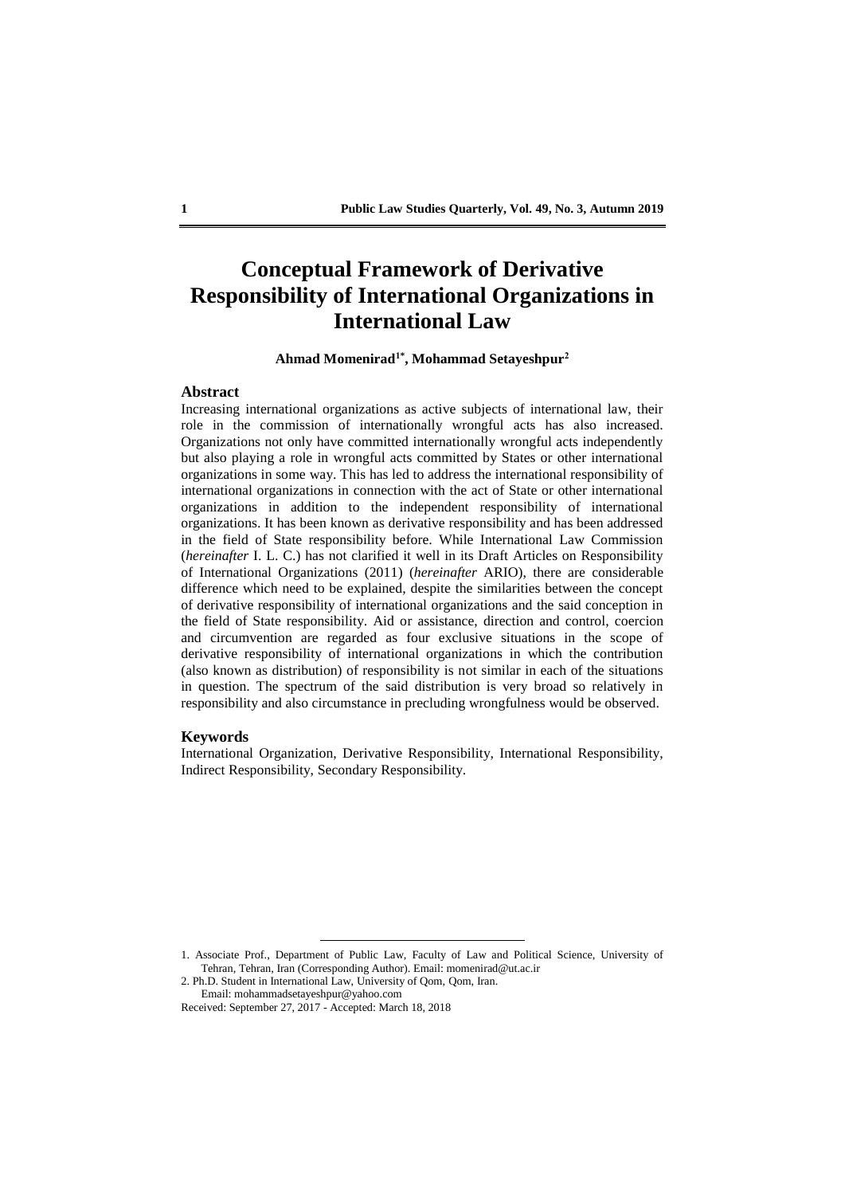# Conceptual Framework of Derivative Responsibility of International Organizations in International Law

**Ahmad Momenirad[1*], Mohammad Setayeshpur[2]**

## Abstract

Increasing international organizations as active subjects of international law, their role in the commission of internationally wrongful acts has also increased. Organizations not only have committed internationally wrongful acts independently but also playing a role in wrongful acts committed by States or other international organizations in some way. This has led to address the international responsibility of international organizations in connection with the act of State or other international organizations in addition to the independent responsibility of international organizations. It has been known as derivative responsibility and has been addressed in the field of State responsibility before. While International Law Commission (*hereinafter* I. L. C.) has not clarified it well in its Draft Articles on Responsibility of International Organizations (2011) (*hereinafter* ARIO), there are considerable difference which need to be explained, despite the similarities between the concept of derivative responsibility of international organizations and the said conception in the field of State responsibility. Aid or assistance, direction and control, coercion and circumvention are regarded as four exclusive situations in the scope of derivative responsibility of international organizations in which the contribution (also known as distribution) of responsibility is not similar in each of the situations in question. The spectrum of the said distribution is very broad so relatively in responsibility and also circumstance in precluding wrongfulness would be observed.

## Keywords

International Organization, Derivative Responsibility, International Responsibility, Indirect Responsibility, Secondary Responsibility.

---

1. Associate Prof., Department of Public Law, Faculty of Law and Political Science, University of Tehran, Tehran, Iran (Corresponding Author). Email: momenirad@ut.ac.ir
2. Ph.D. Student in International Law, University of Qom, Qom, Iran.
   Email: mohammadsetayeshpur@yahoo.com

Received: September 27, 2017 - Accepted: March 18, 2018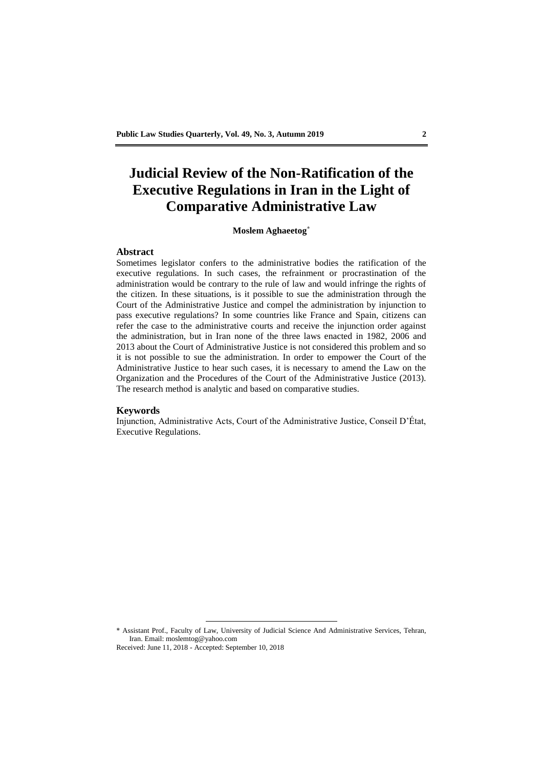# Judicial Review of the Non-Ratification of the Executive Regulations in Iran in the Light of Comparative Administrative Law

**Moslem Aghaeetog**[*]

## Abstract

Sometimes legislator confers to the administrative bodies the ratification of the executive regulations. In such cases, the refrainment or procrastination of the administration would be contrary to the rule of law and would infringe the rights of the citizen. In these situations, is it possible to sue the administration through the Court of the Administrative Justice and compel the administration by injunction to pass executive regulations? In some countries like France and Spain, citizens can refer the case to the administrative courts and receive the injunction order against the administration, but in Iran none of the three laws enacted in 1982, 2006 and 2013 about the Court of Administrative Justice is not considered this problem and so it is not possible to sue the administration. In order to empower the Court of the Administrative Justice to hear such cases, it is necessary to amend the Law on the Organization and the Procedures of the Court of the Administrative Justice (2013). The research method is analytic and based on comparative studies.

## Keywords

Injunction, Administrative Acts, Court of the Administrative Justice, Conseil D'État, Executive Regulations.

---

[*] Assistant Prof., Faculty of Law, University of Judicial Science And Administrative Services, Tehran, Iran. Email: moslemtog@yahoo.com

Received: June 11, 2018 - Accepted: September 10, 2018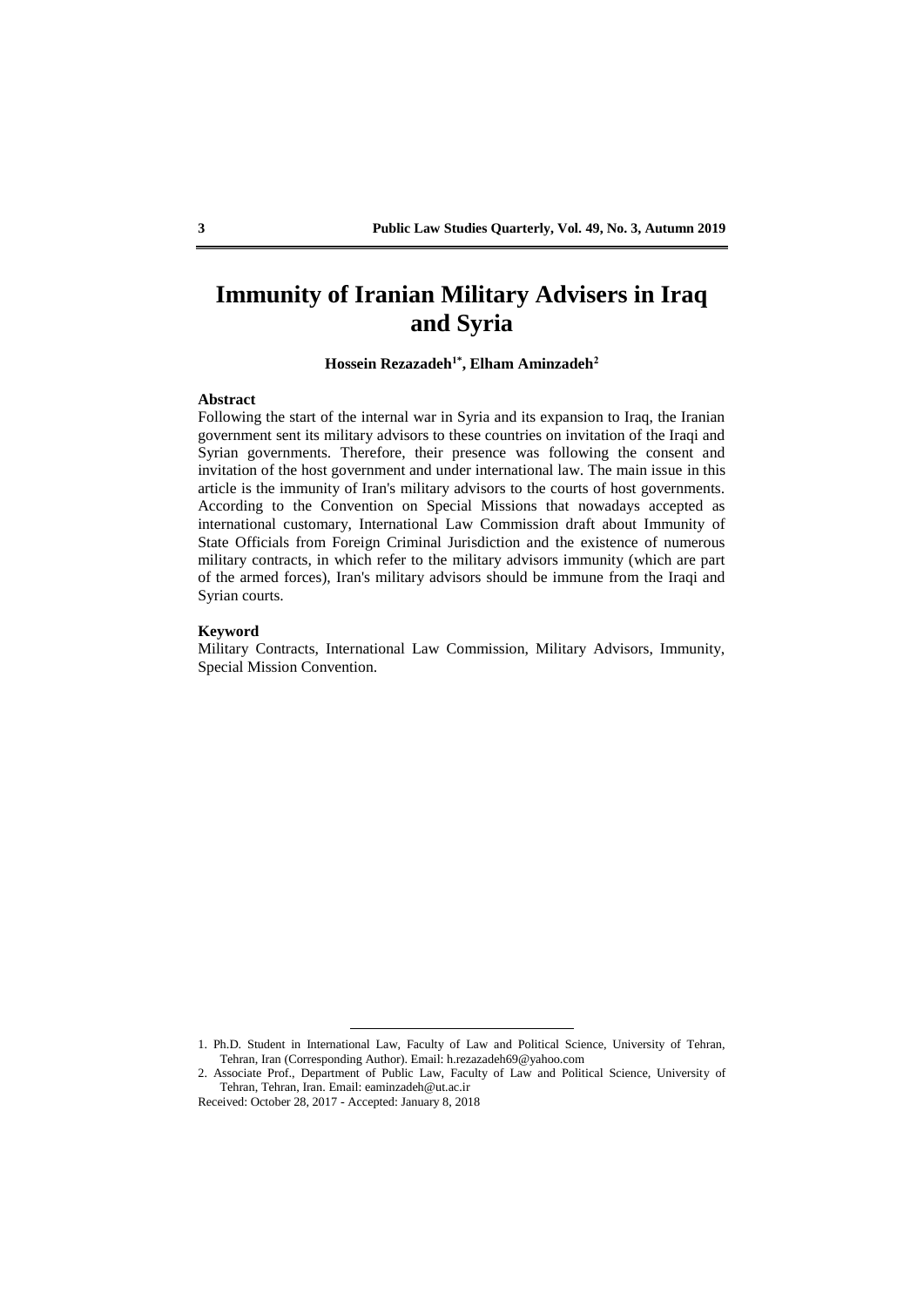# Immunity of Iranian Military Advisers in Iraq and Syria

**Hossein Rezazadeh[1*], Elham Aminzadeh[2]**

**Abstract**

Following the start of the internal war in Syria and its expansion to Iraq, the Iranian government sent its military advisors to these countries on invitation of the Iraqi and Syrian governments. Therefore, their presence was following the consent and invitation of the host government and under international law. The main issue in this article is the immunity of Iran's military advisors to the courts of host governments. According to the Convention on Special Missions that nowadays accepted as international customary, International Law Commission draft about Immunity of State Officials from Foreign Criminal Jurisdiction and the existence of numerous military contracts, in which refer to the military advisors immunity (which are part of the armed forces), Iran's military advisors should be immune from the Iraqi and Syrian courts.

**Keyword**

Military Contracts, International Law Commission, Military Advisors, Immunity, Special Mission Convention.

---

1. Ph.D. Student in International Law, Faculty of Law and Political Science, University of Tehran, Tehran, Iran (Corresponding Author). Email: h.rezazadeh69@yahoo.com
2. Associate Prof., Department of Public Law, Faculty of Law and Political Science, University of Tehran, Tehran, Iran. Email: eaminzadeh@ut.ac.ir

Received: October 28, 2017 - Accepted: January 8, 2018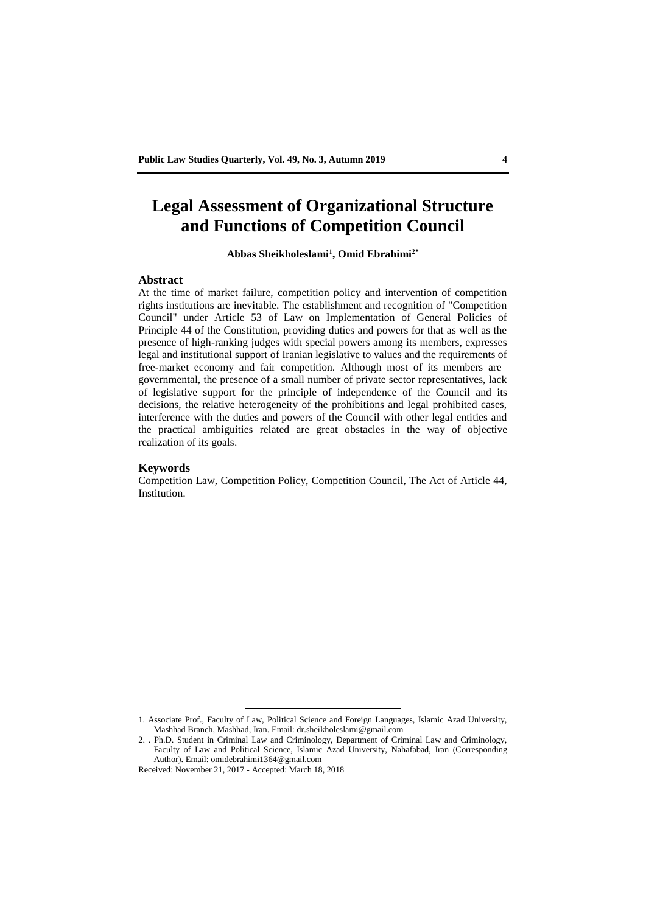# Legal Assessment of Organizational Structure and Functions of Competition Council

**Abbas Sheikholeslami[1], Omid Ebrahimi[2*]**

## Abstract

At the time of market failure, competition policy and intervention of competition rights institutions are inevitable. The establishment and recognition of "Competition Council" under Article 53 of Law on Implementation of General Policies of Principle 44 of the Constitution, providing duties and powers for that as well as the presence of high-ranking judges with special powers among its members, expresses legal and institutional support of Iranian legislative to values and the requirements of free-market economy and fair competition. Although most of its members are governmental, the presence of a small number of private sector representatives, lack of legislative support for the principle of independence of the Council and its decisions, the relative heterogeneity of the prohibitions and legal prohibited cases, interference with the duties and powers of the Council with other legal entities and the practical ambiguities related are great obstacles in the way of objective realization of its goals.

## Keywords

Competition Law, Competition Policy, Competition Council, The Act of Article 44, Institution.

---

1. Associate Prof., Faculty of Law, Political Science and Foreign Languages, Islamic Azad University, Mashhad Branch, Mashhad, Iran. Email: dr.sheikholeslami@gmail.com

2. . Ph.D. Student in Criminal Law and Criminology, Department of Criminal Law and Criminology, Faculty of Law and Political Science, Islamic Azad University, Nahafabad, Iran (Corresponding Author). Email: omidebrahimi1364@gmail.com

Received: November 21, 2017 - Accepted: March 18, 2018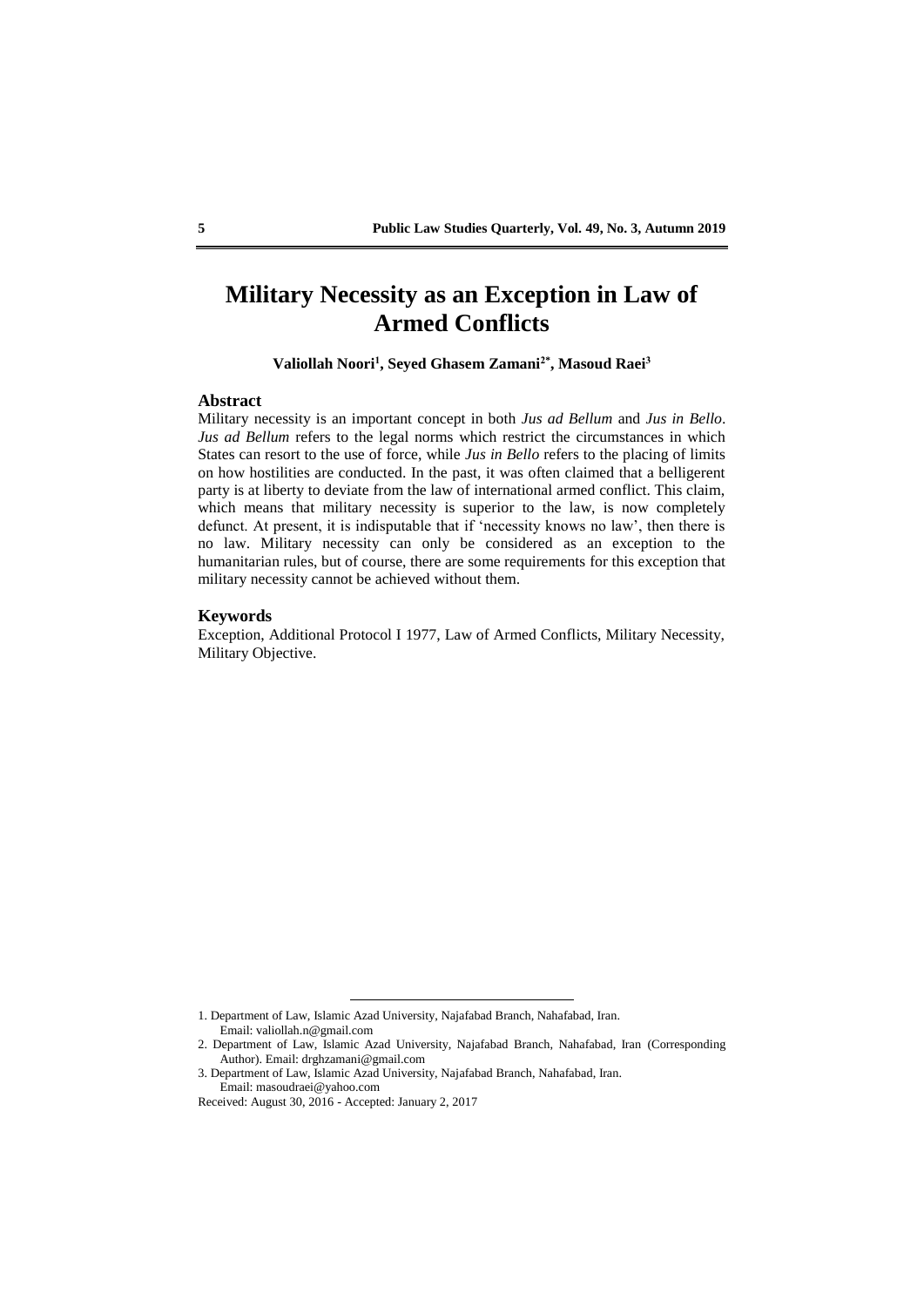# Military Necessity as an Exception in Law of Armed Conflicts

**Valiollah Noori[1], Seyed Ghasem Zamani[2*], Masoud Raei[3]**

## Abstract

Military necessity is an important concept in both *Jus ad Bellum* and *Jus in Bello*. *Jus ad Bellum* refers to the legal norms which restrict the circumstances in which States can resort to the use of force, while *Jus in Bello* refers to the placing of limits on how hostilities are conducted. In the past, it was often claimed that a belligerent party is at liberty to deviate from the law of international armed conflict. This claim, which means that military necessity is superior to the law, is now completely defunct. At present, it is indisputable that if 'necessity knows no law', then there is no law. Military necessity can only be considered as an exception to the humanitarian rules, but of course, there are some requirements for this exception that military necessity cannot be achieved without them.

## Keywords

Exception, Additional Protocol I 1977, Law of Armed Conflicts, Military Necessity, Military Objective.

---

1. Department of Law, Islamic Azad University, Najafabad Branch, Nahafabad, Iran. Email: valiollah.n@gmail.com
2. Department of Law, Islamic Azad University, Najafabad Branch, Nahafabad, Iran (Corresponding Author). Email: drghzamani@gmail.com
3. Department of Law, Islamic Azad University, Najafabad Branch, Nahafabad, Iran. Email: masoudraei@yahoo.com

Received: August 30, 2016 - Accepted: January 2, 2017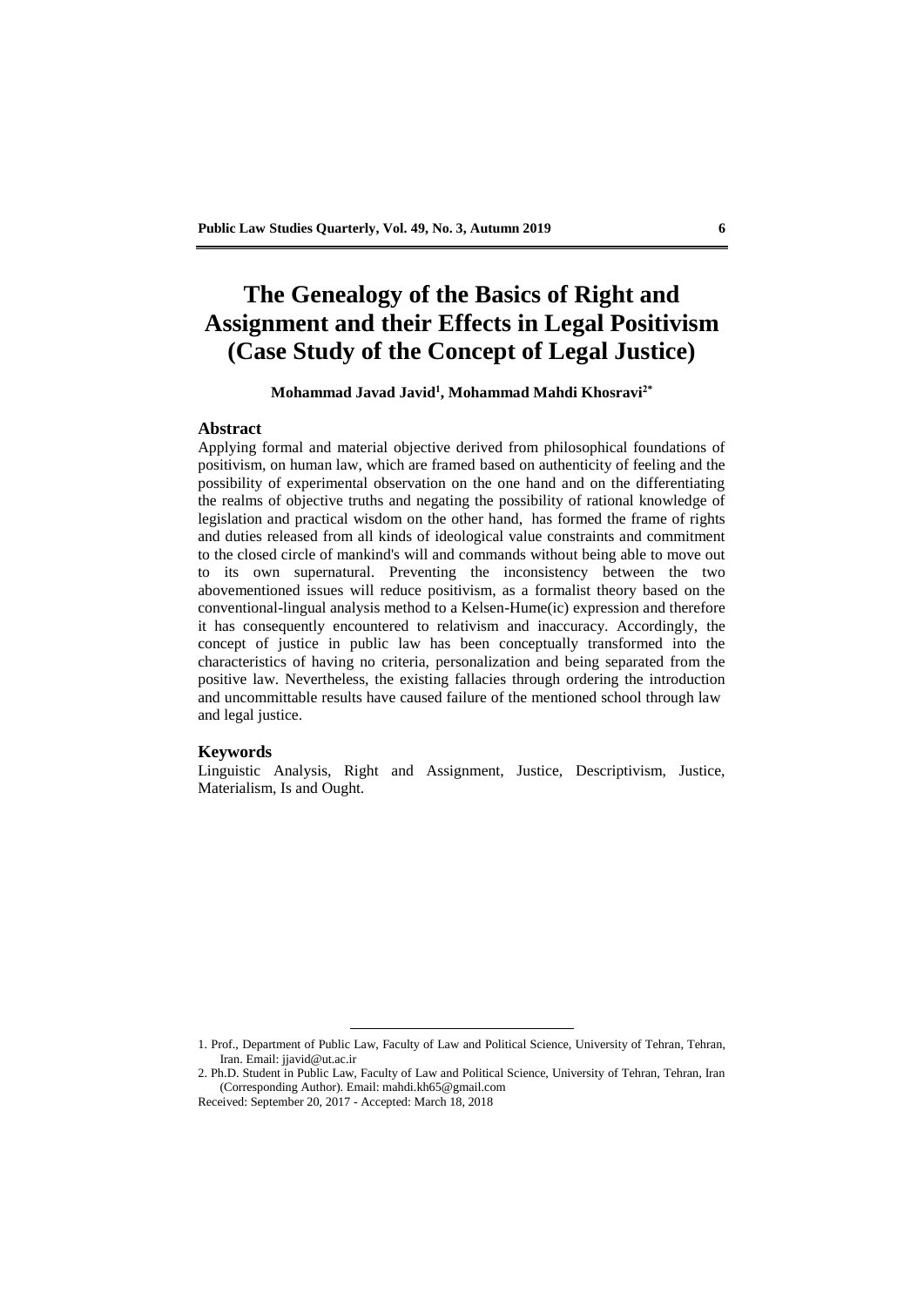# The Genealogy of the Basics of Right and Assignment and their Effects in Legal Positivism (Case Study of the Concept of Legal Justice)

**Mohammad Javad Javid[1], Mohammad Mahdi Khosravi[2*]**

## Abstract

Applying formal and material objective derived from philosophical foundations of positivism, on human law, which are framed based on authenticity of feeling and the possibility of experimental observation on the one hand and on the differentiating the realms of objective truths and negating the possibility of rational knowledge of legislation and practical wisdom on the other hand, has formed the frame of rights and duties released from all kinds of ideological value constraints and commitment to the closed circle of mankind's will and commands without being able to move out to its own supernatural. Preventing the inconsistency between the two abovementioned issues will reduce positivism, as a formalist theory based on the conventional-lingual analysis method to a Kelsen-Hume(ic) expression and therefore it has consequently encountered to relativism and inaccuracy. Accordingly, the concept of justice in public law has been conceptually transformed into the characteristics of having no criteria, personalization and being separated from the positive law. Nevertheless, the existing fallacies through ordering the introduction and uncommittable results have caused failure of the mentioned school through law and legal justice.

## Keywords

Linguistic Analysis, Right and Assignment, Justice, Descriptivism, Justice, Materialism, Is and Ought.

---

1. Prof., Department of Public Law, Faculty of Law and Political Science, University of Tehran, Tehran, Iran. Email: jjavid@ut.ac.ir

2. Ph.D. Student in Public Law, Faculty of Law and Political Science, University of Tehran, Tehran, Iran (Corresponding Author). Email: mahdi.kh65@gmail.com

Received: September 20, 2017 - Accepted: March 18, 2018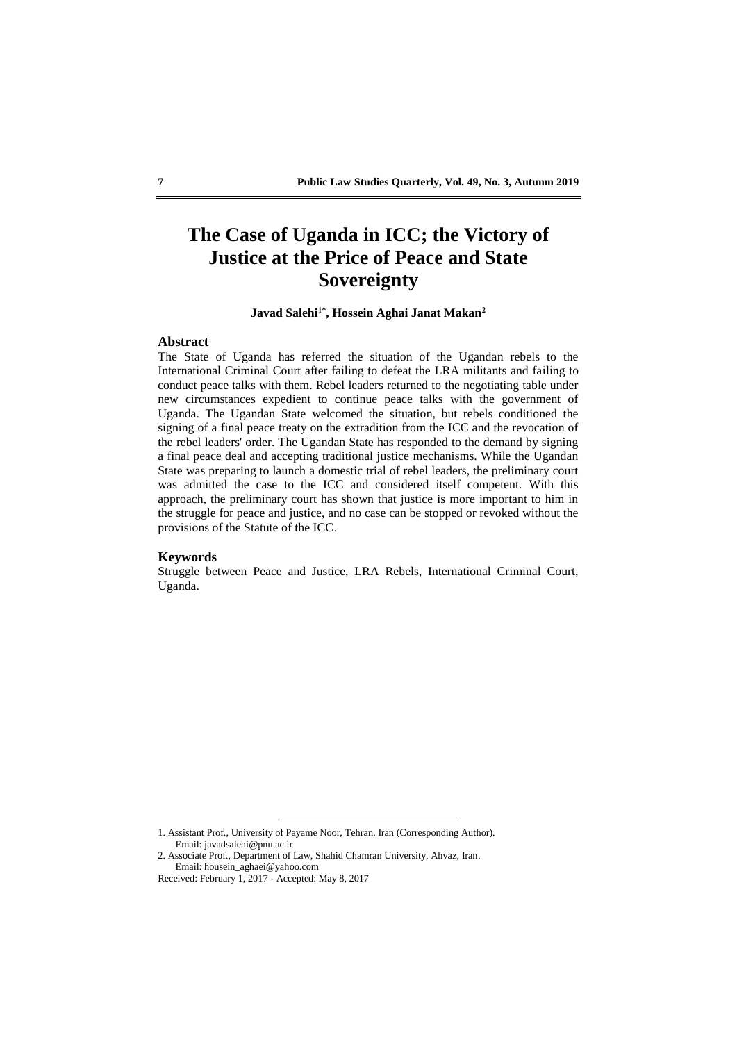# The Case of Uganda in ICC; the Victory of Justice at the Price of Peace and State Sovereignty

**Javad Salehi[1*], Hossein Aghai Janat Makan[2]**

## Abstract

The State of Uganda has referred the situation of the Ugandan rebels to the International Criminal Court after failing to defeat the LRA militants and failing to conduct peace talks with them. Rebel leaders returned to the negotiating table under new circumstances expedient to continue peace talks with the government of Uganda. The Ugandan State welcomed the situation, but rebels conditioned the signing of a final peace treaty on the extradition from the ICC and the revocation of the rebel leaders' order. The Ugandan State has responded to the demand by signing a final peace deal and accepting traditional justice mechanisms. While the Ugandan State was preparing to launch a domestic trial of rebel leaders, the preliminary court was admitted the case to the ICC and considered itself competent. With this approach, the preliminary court has shown that justice is more important to him in the struggle for peace and justice, and no case can be stopped or revoked without the provisions of the Statute of the ICC.

## Keywords

Struggle between Peace and Justice, LRA Rebels, International Criminal Court, Uganda.

---

1. Assistant Prof., University of Payame Noor, Tehran. Iran (Corresponding Author).
   Email: javadsalehi@pnu.ac.ir
2. Associate Prof., Department of Law, Shahid Chamran University, Ahvaz, Iran.
   Email: housein_aghaei@yahoo.com

Received: February 1, 2017 - Accepted: May 8, 2017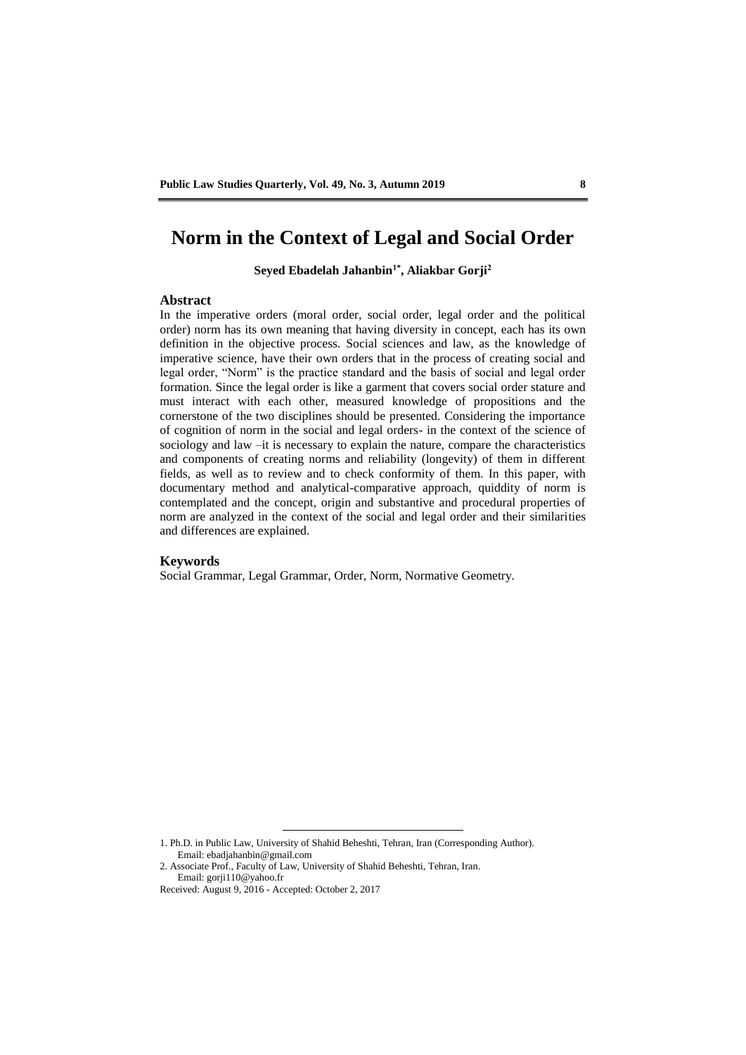# Norm in the Context of Legal and Social Order

**Seyed Ebadelah Jahanbin[1*], Aliakbar Gorji[2]**

## Abstract

In the imperative orders (moral order, social order, legal order and the political order) norm has its own meaning that having diversity in concept, each has its own definition in the objective process. Social sciences and law, as the knowledge of imperative science, have their own orders that in the process of creating social and legal order, "Norm" is the practice standard and the basis of social and legal order formation. Since the legal order is like a garment that covers social order stature and must interact with each other, measured knowledge of propositions and the cornerstone of the two disciplines should be presented. Considering the importance of cognition of norm in the social and legal orders- in the context of the science of sociology and law –it is necessary to explain the nature, compare the characteristics and components of creating norms and reliability (longevity) of them in different fields, as well as to review and to check conformity of them. In this paper, with documentary method and analytical-comparative approach, quiddity of norm is contemplated and the concept, origin and substantive and procedural properties of norm are analyzed in the context of the social and legal order and their similarities and differences are explained.

## Keywords

Social Grammar, Legal Grammar, Order, Norm, Normative Geometry.

---

1. Ph.D. in Public Law, University of Shahid Beheshti, Tehran, Iran (Corresponding Author). Email: ebadjahanbin@gmail.com
2. Associate Prof., Faculty of Law, University of Shahid Beheshti, Tehran, Iran. Email: gorji110@yahoo.fr

Received: August 9, 2016 - Accepted: October 2, 2017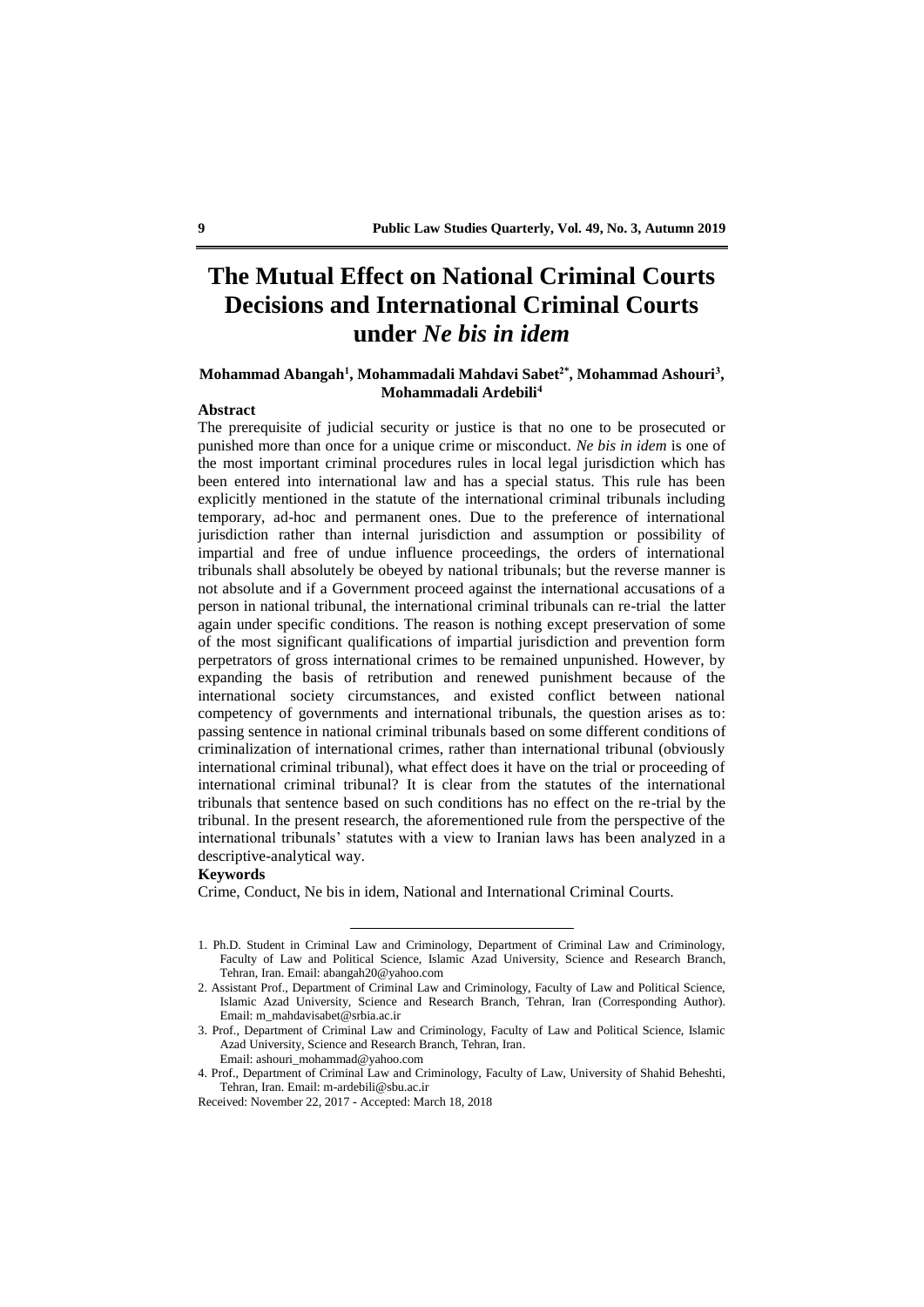# The Mutual Effect on National Criminal Courts Decisions and International Criminal Courts under *Ne bis in idem*

**Mohammad Abangah[1], Mohammadali Mahdavi Sabet[2*], Mohammad Ashouri[3], Mohammadali Ardebili[4]**

**Abstract**

The prerequisite of judicial security or justice is that no one to be prosecuted or punished more than once for a unique crime or misconduct. *Ne bis in idem* is one of the most important criminal procedures rules in local legal jurisdiction which has been entered into international law and has a special status. This rule has been explicitly mentioned in the statute of the international criminal tribunals including temporary, ad-hoc and permanent ones. Due to the preference of international jurisdiction rather than internal jurisdiction and assumption or possibility of impartial and free of undue influence proceedings, the orders of international tribunals shall absolutely be obeyed by national tribunals; but the reverse manner is not absolute and if a Government proceed against the international accusations of a person in national tribunal, the international criminal tribunals can re-trial the latter again under specific conditions. The reason is nothing except preservation of some of the most significant qualifications of impartial jurisdiction and prevention form perpetrators of gross international crimes to be remained unpunished. However, by expanding the basis of retribution and renewed punishment because of the international society circumstances, and existed conflict between national competency of governments and international tribunals, the question arises as to: passing sentence in national criminal tribunals based on some different conditions of criminalization of international crimes, rather than international tribunal (obviously international criminal tribunal), what effect does it have on the trial or proceeding of international criminal tribunal? It is clear from the statutes of the international tribunals that sentence based on such conditions has no effect on the re-trial by the tribunal. In the present research, the aforementioned rule from the perspective of the international tribunals' statutes with a view to Iranian laws has been analyzed in a descriptive-analytical way.

**Keywords**

Crime, Conduct, Ne bis in idem, National and International Criminal Courts.

---

1. Ph.D. Student in Criminal Law and Criminology, Department of Criminal Law and Criminology, Faculty of Law and Political Science, Islamic Azad University, Science and Research Branch, Tehran, Iran. Email: abangah20@yahoo.com
2. Assistant Prof., Department of Criminal Law and Criminology, Faculty of Law and Political Science, Islamic Azad University, Science and Research Branch, Tehran, Iran (Corresponding Author). Email: m_mahdavisabet@srbia.ac.ir
3. Prof., Department of Criminal Law and Criminology, Faculty of Law and Political Science, Islamic Azad University, Science and Research Branch, Tehran, Iran. Email: ashouri_mohammad@yahoo.com
4. Prof., Department of Criminal Law and Criminology, Faculty of Law, University of Shahid Beheshti, Tehran, Iran. Email: m-ardebili@sbu.ac.ir

Received: November 22, 2017 - Accepted: March 18, 2018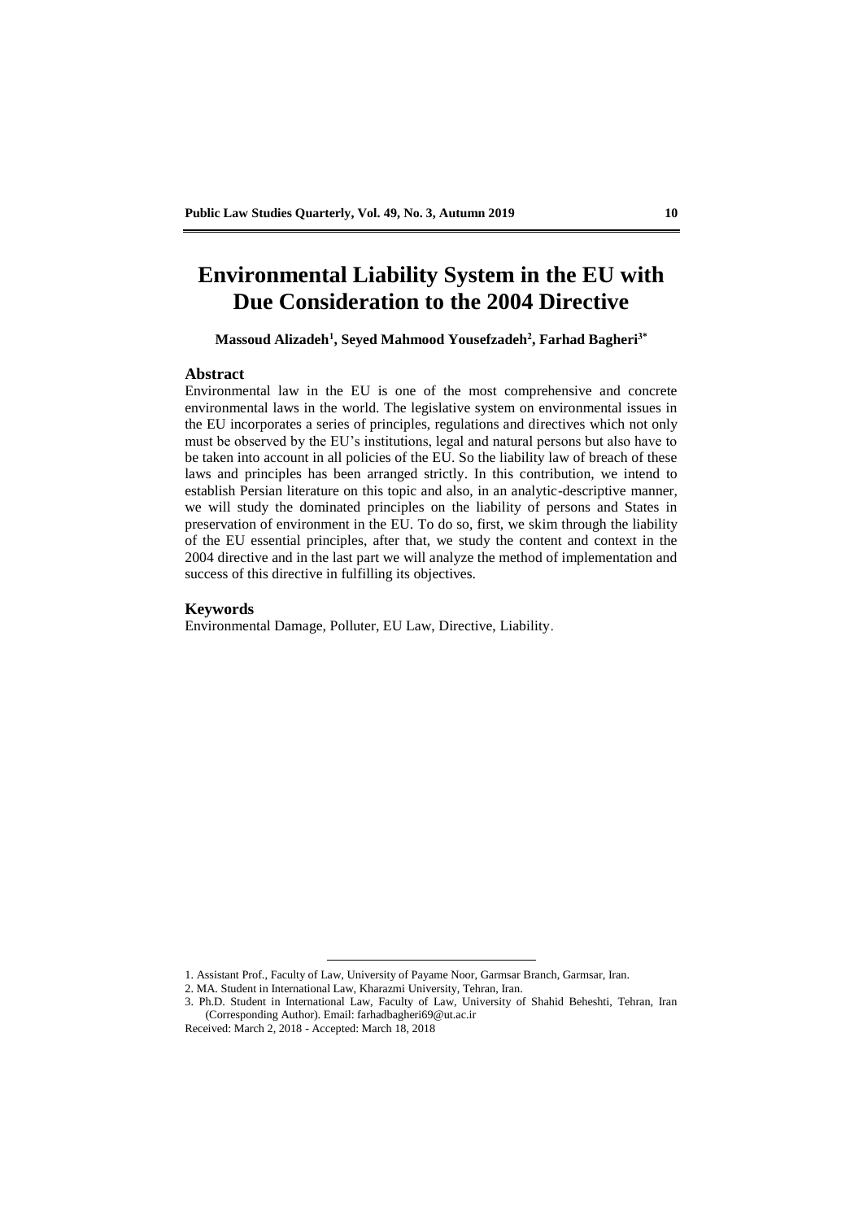# Environmental Liability System in the EU with Due Consideration to the 2004 Directive

**Massoud Alizadeh[1], Seyed Mahmood Yousefzadeh[2], Farhad Bagheri[3*]**

## Abstract

Environmental law in the EU is one of the most comprehensive and concrete environmental laws in the world. The legislative system on environmental issues in the EU incorporates a series of principles, regulations and directives which not only must be observed by the EU's institutions, legal and natural persons but also have to be taken into account in all policies of the EU. So the liability law of breach of these laws and principles has been arranged strictly. In this contribution, we intend to establish Persian literature on this topic and also, in an analytic-descriptive manner, we will study the dominated principles on the liability of persons and States in preservation of environment in the EU. To do so, first, we skim through the liability of the EU essential principles, after that, we study the content and context in the 2004 directive and in the last part we will analyze the method of implementation and success of this directive in fulfilling its objectives.

## Keywords

Environmental Damage, Polluter, EU Law, Directive, Liability.

---

1. Assistant Prof., Faculty of Law, University of Payame Noor, Garmsar Branch, Garmsar, Iran.
2. MA. Student in International Law, Kharazmi University, Tehran, Iran.
3. Ph.D. Student in International Law, Faculty of Law, University of Shahid Beheshti, Tehran, Iran (Corresponding Author). Email: farhadbagheri69@ut.ac.ir

Received: March 2, 2018 - Accepted: March 18, 2018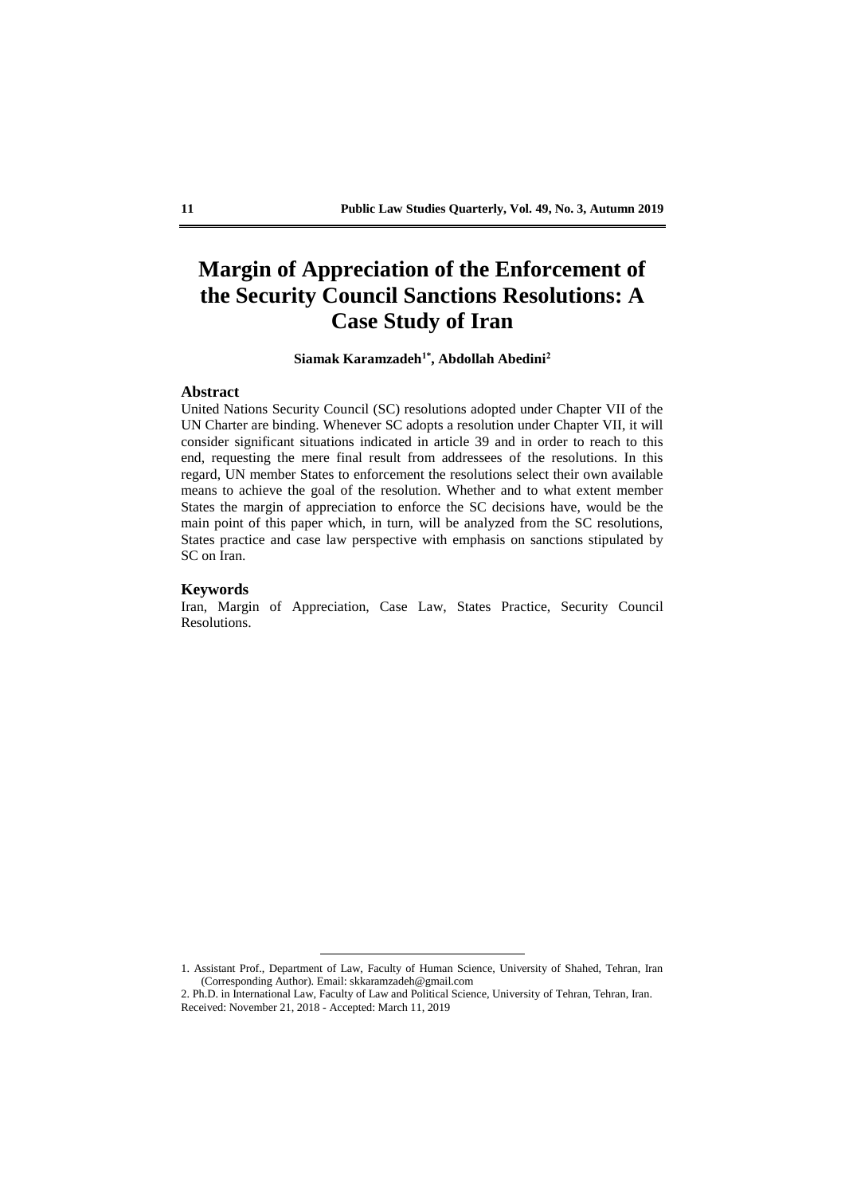# Margin of Appreciation of the Enforcement of the Security Council Sanctions Resolutions: A Case Study of Iran

**Siamak Karamzadeh[1*], Abdollah Abedini[2]**

### Abstract

United Nations Security Council (SC) resolutions adopted under Chapter VII of the UN Charter are binding. Whenever SC adopts a resolution under Chapter VII, it will consider significant situations indicated in article 39 and in order to reach to this end, requesting the mere final result from addressees of the resolutions. In this regard, UN member States to enforcement the resolutions select their own available means to achieve the goal of the resolution. Whether and to what extent member States the margin of appreciation to enforce the SC decisions have, would be the main point of this paper which, in turn, will be analyzed from the SC resolutions, States practice and case law perspective with emphasis on sanctions stipulated by SC on Iran.

### Keywords

Iran, Margin of Appreciation, Case Law, States Practice, Security Council Resolutions.

---

1. Assistant Prof., Department of Law, Faculty of Human Science, University of Shahed, Tehran, Iran (Corresponding Author). Email: skkaramzadeh@gmail.com

2. Ph.D. in International Law, Faculty of Law and Political Science, University of Tehran, Tehran, Iran.

Received: November 21, 2018 - Accepted: March 11, 2019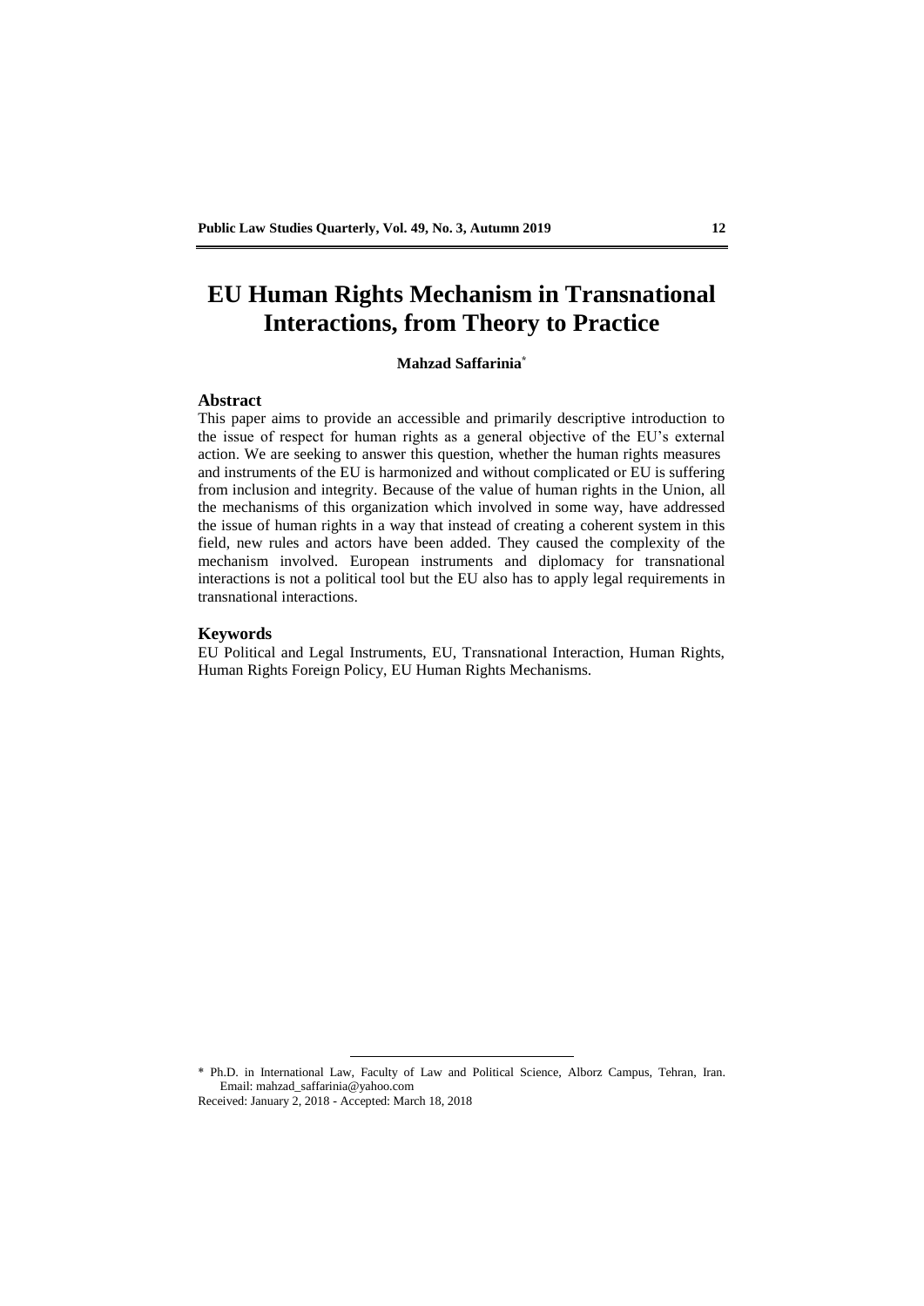# EU Human Rights Mechanism in Transnational Interactions, from Theory to Practice

**Mahzad Saffarinia**[*]

## Abstract

This paper aims to provide an accessible and primarily descriptive introduction to the issue of respect for human rights as a general objective of the EU's external action. We are seeking to answer this question, whether the human rights measures and instruments of the EU is harmonized and without complicated or EU is suffering from inclusion and integrity. Because of the value of human rights in the Union, all the mechanisms of this organization which involved in some way, have addressed the issue of human rights in a way that instead of creating a coherent system in this field, new rules and actors have been added. They caused the complexity of the mechanism involved. European instruments and diplomacy for transnational interactions is not a political tool but the EU also has to apply legal requirements in transnational interactions.

## Keywords

EU Political and Legal Instruments, EU, Transnational Interaction, Human Rights, Human Rights Foreign Policy, EU Human Rights Mechanisms.

---

[*] Ph.D. in International Law, Faculty of Law and Political Science, Alborz Campus, Tehran, Iran. Email: mahzad_saffarinia@yahoo.com

Received: January 2, 2018 - Accepted: March 18, 2018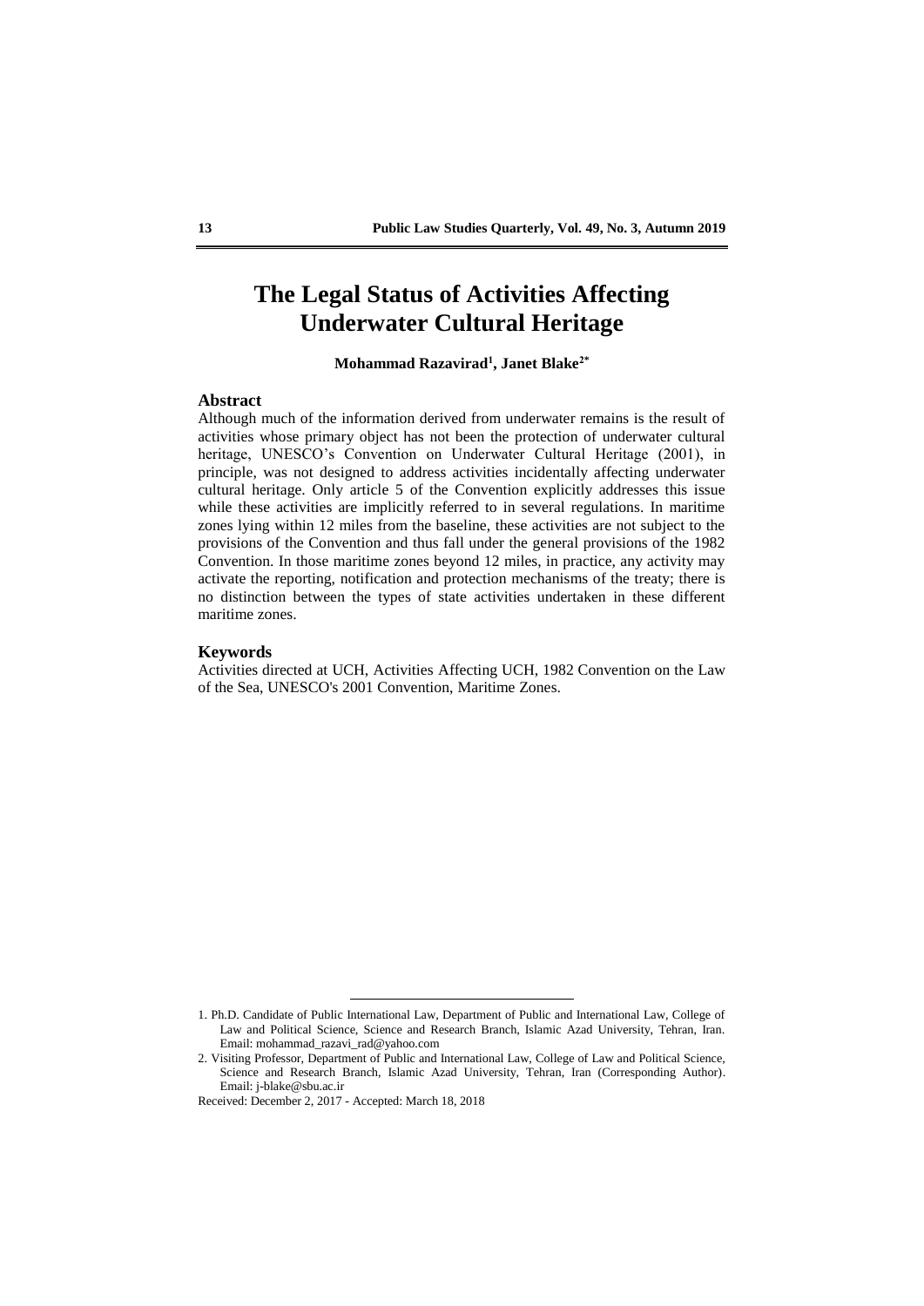# The Legal Status of Activities Affecting Underwater Cultural Heritage

**Mohammad Razavirad[1], Janet Blake[2*]**

### Abstract

Although much of the information derived from underwater remains is the result of activities whose primary object has not been the protection of underwater cultural heritage, UNESCO's Convention on Underwater Cultural Heritage (2001), in principle, was not designed to address activities incidentally affecting underwater cultural heritage. Only article 5 of the Convention explicitly addresses this issue while these activities are implicitly referred to in several regulations. In maritime zones lying within 12 miles from the baseline, these activities are not subject to the provisions of the Convention and thus fall under the general provisions of the 1982 Convention. In those maritime zones beyond 12 miles, in practice, any activity may activate the reporting, notification and protection mechanisms of the treaty; there is no distinction between the types of state activities undertaken in these different maritime zones.

### Keywords

Activities directed at UCH, Activities Affecting UCH, 1982 Convention on the Law of the Sea, UNESCO's 2001 Convention, Maritime Zones.

---

1. Ph.D. Candidate of Public International Law, Department of Public and International Law, College of Law and Political Science, Science and Research Branch, Islamic Azad University, Tehran, Iran. Email: mohammad_razavi_rad@yahoo.com
2. Visiting Professor, Department of Public and International Law, College of Law and Political Science, Science and Research Branch, Islamic Azad University, Tehran, Iran (Corresponding Author). Email: j-blake@sbu.ac.ir

Received: December 2, 2017 - Accepted: March 18, 2018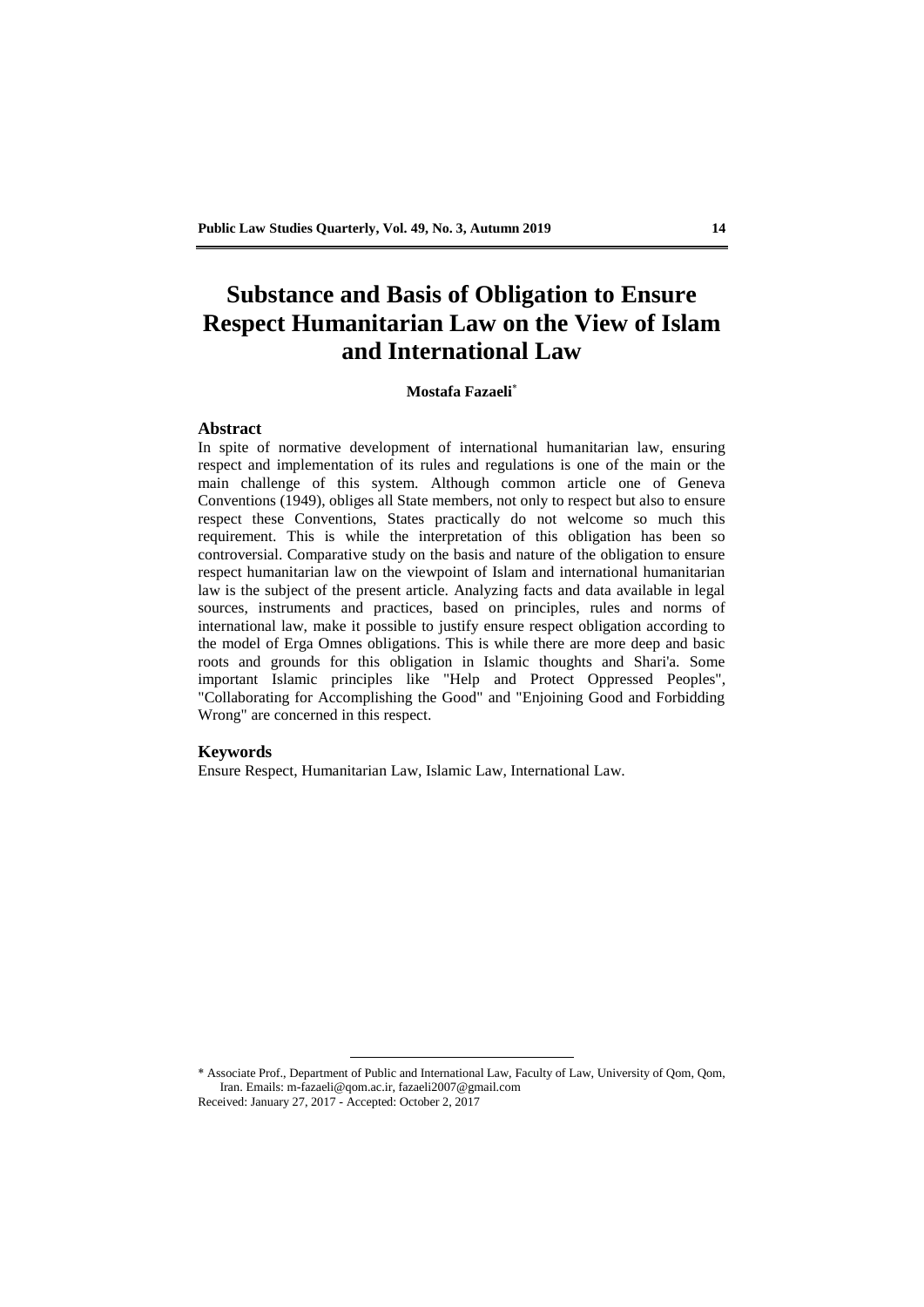# Substance and Basis of Obligation to Ensure Respect Humanitarian Law on the View of Islam and International Law

**Mostafa Fazaeli***

## Abstract

In spite of normative development of international humanitarian law, ensuring respect and implementation of its rules and regulations is one of the main or the main challenge of this system. Although common article one of Geneva Conventions (1949), obliges all State members, not only to respect but also to ensure respect these Conventions, States practically do not welcome so much this requirement. This is while the interpretation of this obligation has been so controversial. Comparative study on the basis and nature of the obligation to ensure respect humanitarian law on the viewpoint of Islam and international humanitarian law is the subject of the present article. Analyzing facts and data available in legal sources, instruments and practices, based on principles, rules and norms of international law, make it possible to justify ensure respect obligation according to the model of Erga Omnes obligations. This is while there are more deep and basic roots and grounds for this obligation in Islamic thoughts and Shari'a. Some important Islamic principles like "Help and Protect Oppressed Peoples", "Collaborating for Accomplishing the Good" and "Enjoining Good and Forbidding Wrong" are concerned in this respect.

## Keywords

Ensure Respect, Humanitarian Law, Islamic Law, International Law.

---

* Associate Prof., Department of Public and International Law, Faculty of Law, University of Qom, Qom, Iran. Emails: m-fazaeli@qom.ac.ir, fazaeli2007@gmail.com

Received: January 27, 2017 - Accepted: October 2, 2017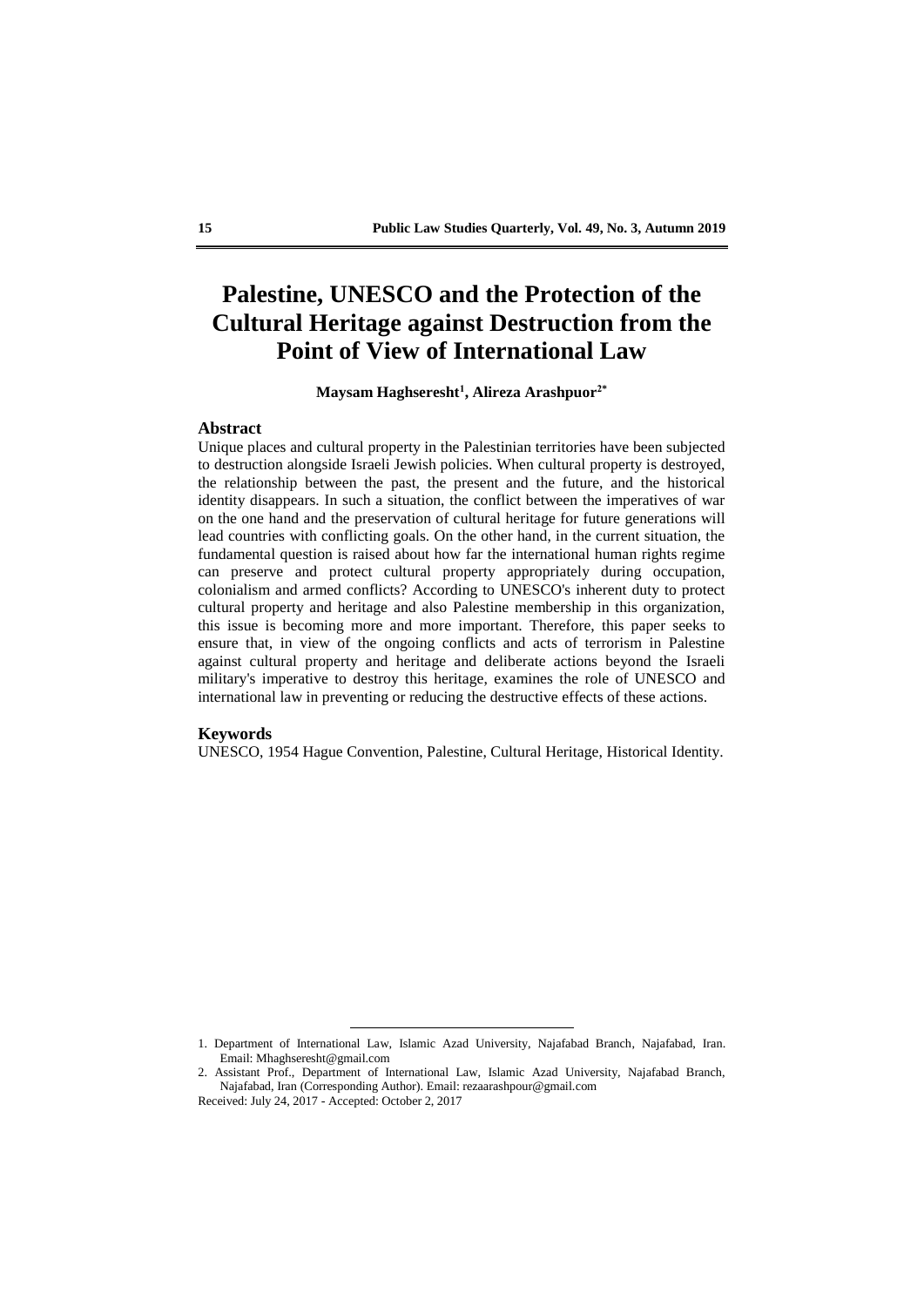# Palestine, UNESCO and the Protection of the Cultural Heritage against Destruction from the Point of View of International Law

**Maysam Haghseresht[1], Alireza Arashpuor[2*]**

## Abstract

Unique places and cultural property in the Palestinian territories have been subjected to destruction alongside Israeli Jewish policies. When cultural property is destroyed, the relationship between the past, the present and the future, and the historical identity disappears. In such a situation, the conflict between the imperatives of war on the one hand and the preservation of cultural heritage for future generations will lead countries with conflicting goals. On the other hand, in the current situation, the fundamental question is raised about how far the international human rights regime can preserve and protect cultural property appropriately during occupation, colonialism and armed conflicts? According to UNESCO's inherent duty to protect cultural property and heritage and also Palestine membership in this organization, this issue is becoming more and more important. Therefore, this paper seeks to ensure that, in view of the ongoing conflicts and acts of terrorism in Palestine against cultural property and heritage and deliberate actions beyond the Israeli military's imperative to destroy this heritage, examines the role of UNESCO and international law in preventing or reducing the destructive effects of these actions.

## Keywords

UNESCO, 1954 Hague Convention, Palestine, Cultural Heritage, Historical Identity.

---

1. Department of International Law, Islamic Azad University, Najafabad Branch, Najafabad, Iran. Email: Mhaghseresht@gmail.com
2. Assistant Prof., Department of International Law, Islamic Azad University, Najafabad Branch, Najafabad, Iran (Corresponding Author). Email: rezaarashpour@gmail.com

Received: July 24, 2017 - Accepted: October 2, 2017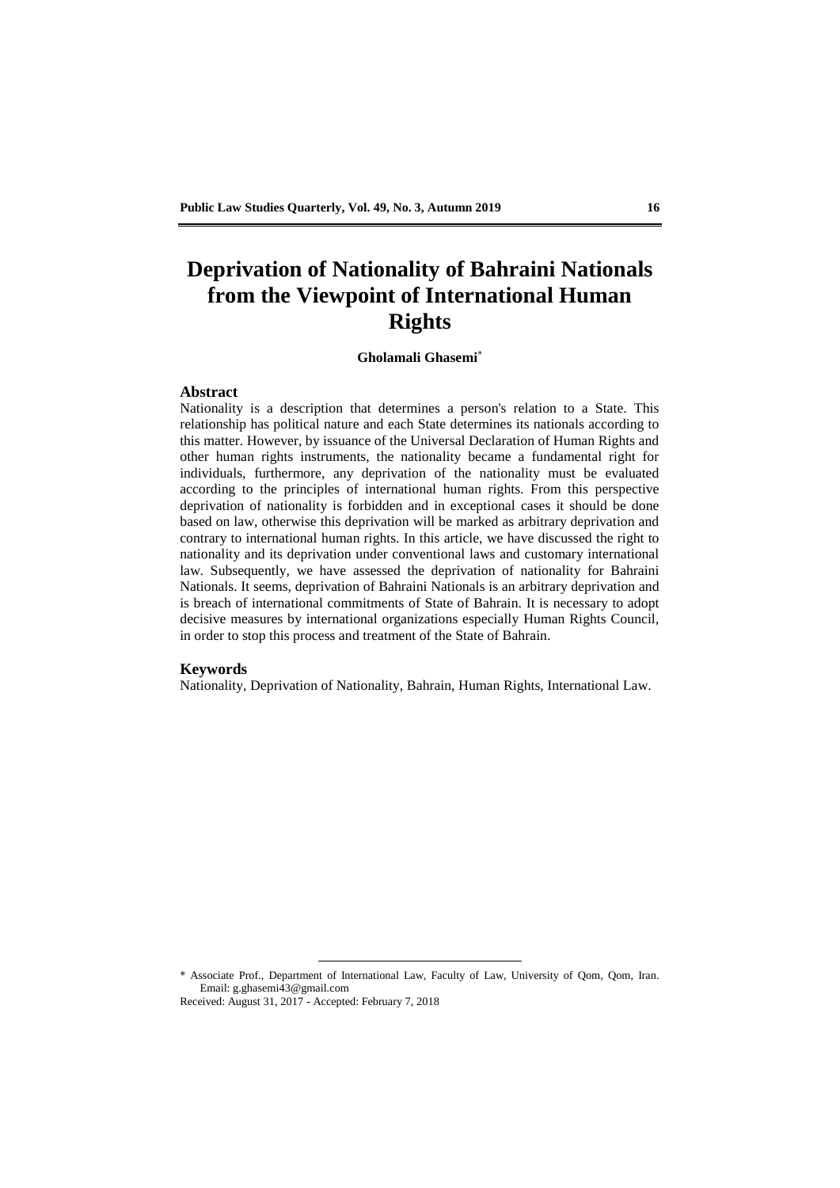# Deprivation of Nationality of Bahraini Nationals from the Viewpoint of International Human Rights

**Gholamali Ghasemi***

## Abstract

Nationality is a description that determines a person's relation to a State. This relationship has political nature and each State determines its nationals according to this matter. However, by issuance of the Universal Declaration of Human Rights and other human rights instruments, the nationality became a fundamental right for individuals, furthermore, any deprivation of the nationality must be evaluated according to the principles of international human rights. From this perspective deprivation of nationality is forbidden and in exceptional cases it should be done based on law, otherwise this deprivation will be marked as arbitrary deprivation and contrary to international human rights. In this article, we have discussed the right to nationality and its deprivation under conventional laws and customary international law. Subsequently, we have assessed the deprivation of nationality for Bahraini Nationals. It seems, deprivation of Bahraini Nationals is an arbitrary deprivation and is breach of international commitments of State of Bahrain. It is necessary to adopt decisive measures by international organizations especially Human Rights Council, in order to stop this process and treatment of the State of Bahrain.

## Keywords

Nationality, Deprivation of Nationality, Bahrain, Human Rights, International Law.

---

* Associate Prof., Department of International Law, Faculty of Law, University of Qom, Qom, Iran. Email: g.ghasemi43@gmail.com

Received: August 31, 2017 - Accepted: February 7, 2018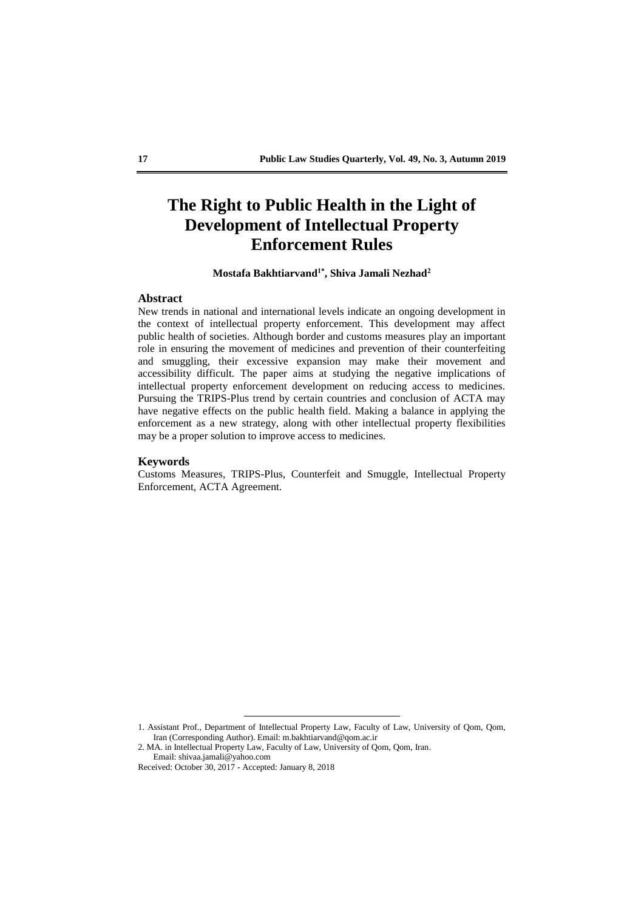# The Right to Public Health in the Light of Development of Intellectual Property Enforcement Rules

**Mostafa Bakhtiarvand[1*], Shiva Jamali Nezhad[2]**

### Abstract

New trends in national and international levels indicate an ongoing development in the context of intellectual property enforcement. This development may affect public health of societies. Although border and customs measures play an important role in ensuring the movement of medicines and prevention of their counterfeiting and smuggling, their excessive expansion may make their movement and accessibility difficult. The paper aims at studying the negative implications of intellectual property enforcement development on reducing access to medicines. Pursuing the TRIPS-Plus trend by certain countries and conclusion of ACTA may have negative effects on the public health field. Making a balance in applying the enforcement as a new strategy, along with other intellectual property flexibilities may be a proper solution to improve access to medicines.

### Keywords

Customs Measures, TRIPS-Plus, Counterfeit and Smuggle, Intellectual Property Enforcement, ACTA Agreement.

---

1. Assistant Prof., Department of Intellectual Property Law, Faculty of Law, University of Qom, Qom, Iran (Corresponding Author). Email: m.bakhtiarvand@qom.ac.ir
2. MA. in Intellectual Property Law, Faculty of Law, University of Qom, Qom, Iran. Email: shivaa.jamali@yahoo.com

Received: October 30, 2017 - Accepted: January 8, 2018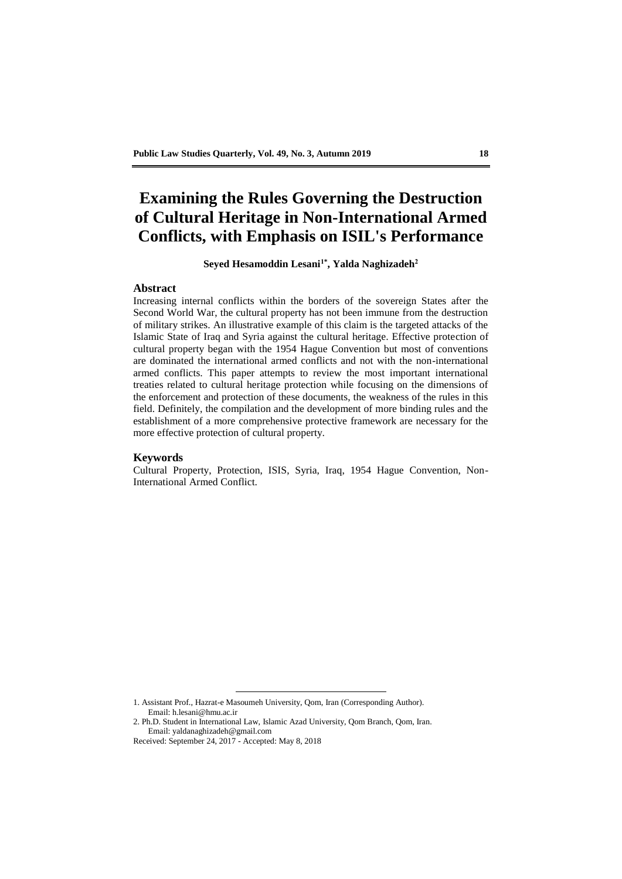# Examining the Rules Governing the Destruction of Cultural Heritage in Non-International Armed Conflicts, with Emphasis on ISIL's Performance

**Seyed Hesamoddin Lesani[1*], Yalda Naghizadeh[2]**

## Abstract

Increasing internal conflicts within the borders of the sovereign States after the Second World War, the cultural property has not been immune from the destruction of military strikes. An illustrative example of this claim is the targeted attacks of the Islamic State of Iraq and Syria against the cultural heritage. Effective protection of cultural property began with the 1954 Hague Convention but most of conventions are dominated the international armed conflicts and not with the non-international armed conflicts. This paper attempts to review the most important international treaties related to cultural heritage protection while focusing on the dimensions of the enforcement and protection of these documents, the weakness of the rules in this field. Definitely, the compilation and the development of more binding rules and the establishment of a more comprehensive protective framework are necessary for the more effective protection of cultural property.

## Keywords

Cultural Property, Protection, ISIS, Syria, Iraq, 1954 Hague Convention, Non-International Armed Conflict.

---

1. Assistant Prof., Hazrat-e Masoumeh University, Qom, Iran (Corresponding Author). Email: h.lesani@hmu.ac.ir
2. Ph.D. Student in International Law, Islamic Azad University, Qom Branch, Qom, Iran. Email: yaldanaghizadeh@gmail.com

Received: September 24, 2017 - Accepted: May 8, 2018